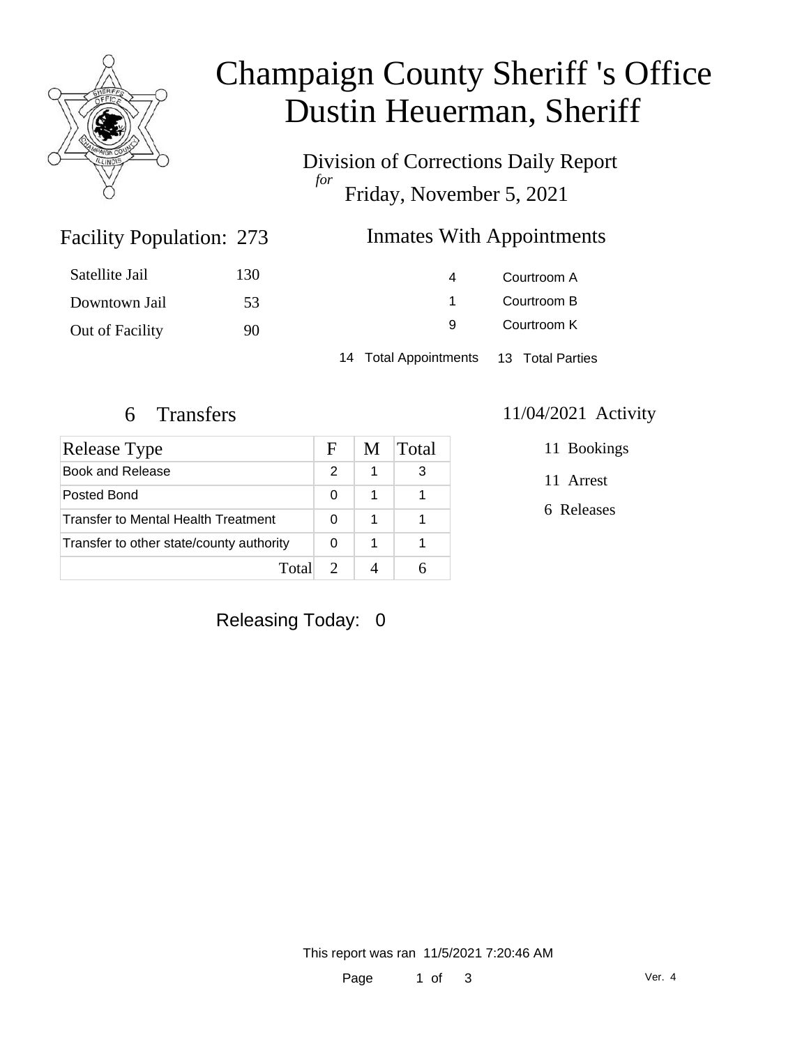# Champaign County Sheriff 's Office
# Dustin Heuerman, Sheriff

## Division of Corrections Daily Report

*for*

Friday, November 5, 2021

## Facility Population: 273

| | |
|---|---|
| Satellite Jail | 130 |
| Downtown Jail | 53 |
| Out of Facility | 90 |

## Inmates With Appointments

| | |
|---|---|
| 4 | Courtroom A |
| 1 | Courtroom B |
| 9 | Courtroom K |

14 Total Appointments    13 Total Parties

## 6 Transfers

| Release Type | F | M | Total |
|---|---|---|---|
| Book and Release | 2 | 1 | 3 |
| Posted Bond | 0 | 1 | 1 |
| Transfer to Mental Health Treatment | 0 | 1 | 1 |
| Transfer to other state/county authority | 0 | 1 | 1 |
| Total | 2 | 4 | 6 |

## 11/04/2021 Activity

11 Bookings

11 Arrest

6 Releases

Releasing Today: 0

This report was ran 11/5/2021 7:20:46 AM

Ver. 4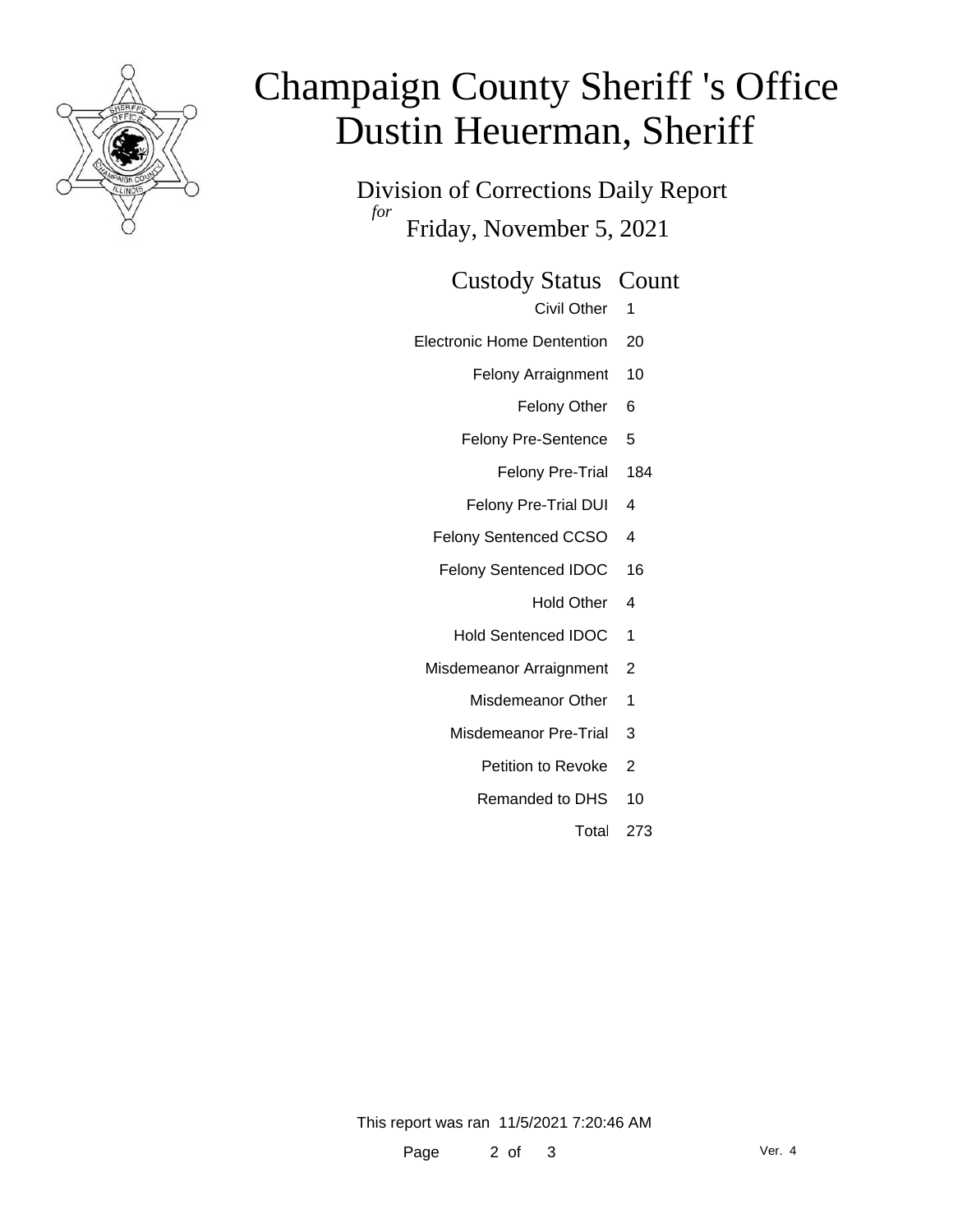# Champaign County Sheriff 's Office
# Dustin Heuerman, Sheriff

## Division of Corrections Daily Report

*for* Friday, November 5, 2021

| Custody Status | Count |
|---|---|
| Civil Other | 1 |
| Electronic Home Dentention | 20 |
| Felony Arraignment | 10 |
| Felony Other | 6 |
| Felony Pre-Sentence | 5 |
| Felony Pre-Trial | 184 |
| Felony Pre-Trial DUI | 4 |
| Felony Sentenced CCSO | 4 |
| Felony Sentenced IDOC | 16 |
| Hold Other | 4 |
| Hold Sentenced IDOC | 1 |
| Misdemeanor Arraignment | 2 |
| Misdemeanor Other | 1 |
| Misdemeanor Pre-Trial | 3 |
| Petition to Revoke | 2 |
| Remanded to DHS | 10 |
| Total | 273 |

This report was ran 11/5/2021 7:20:46 AM

Ver. 4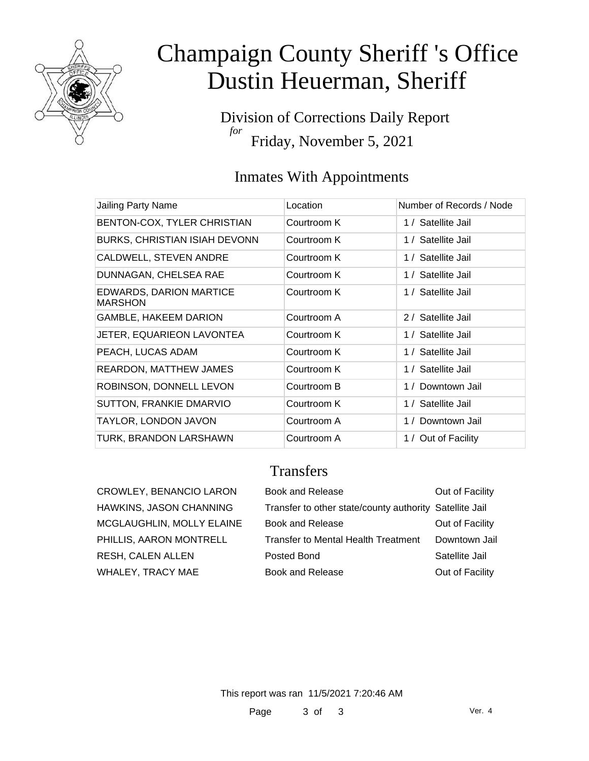# Champaign County Sheriff 's Office
# Dustin Heuerman, Sheriff

Division of Corrections Daily Report
*for*
Friday, November 5, 2021

## Inmates With Appointments

| Jailing Party Name | Location | Number of Records / Node |
|---|---|---|
| BENTON-COX, TYLER CHRISTIAN | Courtroom K | 1 / Satellite Jail |
| BURKS, CHRISTIAN ISIAH DEVONN | Courtroom K | 1 / Satellite Jail |
| CALDWELL, STEVEN ANDRE | Courtroom K | 1 / Satellite Jail |
| DUNNAGAN, CHELSEA RAE | Courtroom K | 1 / Satellite Jail |
| EDWARDS, DARION MARTICE MARSHON | Courtroom K | 1 / Satellite Jail |
| GAMBLE, HAKEEM DARION | Courtroom A | 2 / Satellite Jail |
| JETER, EQUARIEON LAVONTEA | Courtroom K | 1 / Satellite Jail |
| PEACH, LUCAS ADAM | Courtroom K | 1 / Satellite Jail |
| REARDON, MATTHEW JAMES | Courtroom K | 1 / Satellite Jail |
| ROBINSON, DONNELL LEVON | Courtroom B | 1 / Downtown Jail |
| SUTTON, FRANKIE DMARVIO | Courtroom K | 1 / Satellite Jail |
| TAYLOR, LONDON JAVON | Courtroom A | 1 / Downtown Jail |
| TURK, BRANDON LARSHAWN | Courtroom A | 1 / Out of Facility |

## Transfers

| | | |
|---|---|---|
| CROWLEY, BENANCIO LARON | Book and Release | Out of Facility |
| HAWKINS, JASON CHANNING | Transfer to other state/county authority | Satellite Jail |
| MCGLAUGHLIN, MOLLY ELAINE | Book and Release | Out of Facility |
| PHILLIS, AARON MONTRELL | Transfer to Mental Health Treatment | Downtown Jail |
| RESH, CALEN ALLEN | Posted Bond | Satellite Jail |
| WHALEY, TRACY MAE | Book and Release | Out of Facility |

This report was ran 11/5/2021 7:20:46 AM

Ver. 4